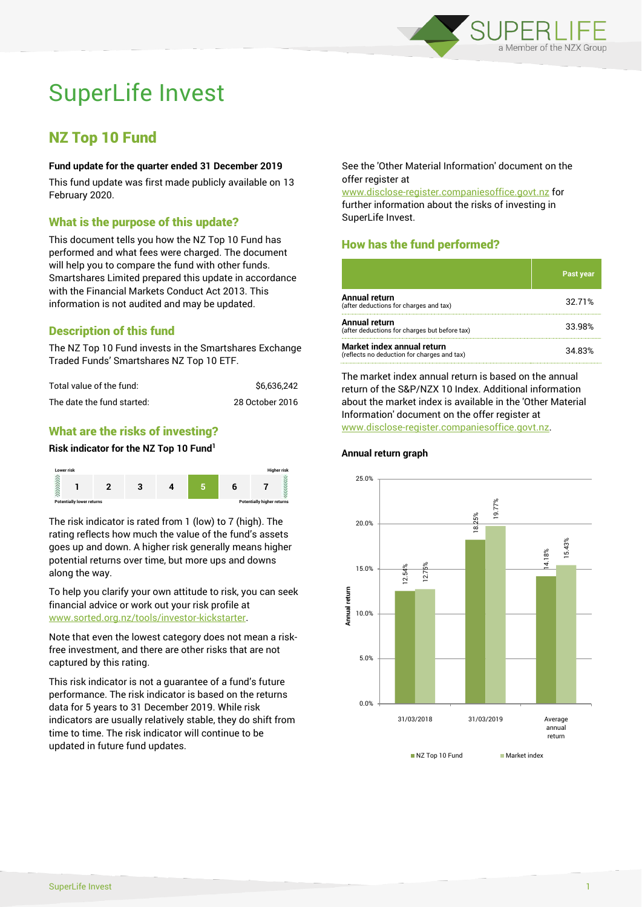# SuperLife Invest

## NZ Top 10 Fund

**Fund update for the quarter ended 31 December 2019**

This fund update was first made publicly available on 13 February 2020.

### What is the purpose of this update?

This document tells you how the NZ Top 10 Fund has performed and what fees were charged. The document will help you to compare the fund with other funds. Smartshares Limited prepared this update in accordance with the Financial Markets Conduct Act 2013. This information is not audited and may be updated.

### Description of this fund

The NZ Top 10 Fund invests in the Smartshares Exchange Traded Funds' Smartshares NZ Top 10 ETF.

| | |
|---|---|
| Total value of the fund: | $6,636,242 |
| The date the fund started: | 28 October 2016 |

### What are the risks of investing?

**Risk indicator for the NZ Top 10 Fund[1]**

| Lower risk | | | | | | Higher risk |
|---|---|---|---|---|---|---|
| 1 | 2 | 3 | 4 | **5** | 6 | 7 |
| Potentially lower returns | | | | | | Potentially higher returns |

The risk indicator is rated from 1 (low) to 7 (high). The rating reflects how much the value of the fund's assets goes up and down. A higher risk generally means higher potential returns over time, but more ups and downs along the way.

To help you clarify your own attitude to risk, you can seek financial advice or work out your risk profile at www.sorted.org.nz/tools/investor-kickstarter.

Note that even the lowest category does not mean a risk-free investment, and there are other risks that are not captured by this rating.

This risk indicator is not a guarantee of a fund's future performance. The risk indicator is based on the returns data for 5 years to 31 December 2019. While risk indicators are usually relatively stable, they do shift from time to time. The risk indicator will continue to be updated in future fund updates.

See the 'Other Material Information' document on the offer register at www.disclose-register.companiesoffice.govt.nz for further information about the risks of investing in SuperLife Invest.

### How has the fund performed?

| | Past year |
|---|---|
| **Annual return** (after deductions for charges and tax) | 32.71% |
| **Annual return** (after deductions for charges but before tax) | 33.98% |
| **Market index annual return** (reflects no deduction for charges and tax) | 34.83% |

The market index annual return is based on the annual return of the S&P/NZX 10 Index. Additional information about the market index is available in the 'Other Material Information' document on the offer register at www.disclose-register.companiesoffice.govt.nz.

**Annual return graph**

| | NZ Top 10 Fund | Market index |
|---|---|---|
| 31/03/2018 | 12.54% | 12.75% |
| 31/03/2019 | 18.25% | 19.77% |
| Average annual return | 14.18% | 15.43% |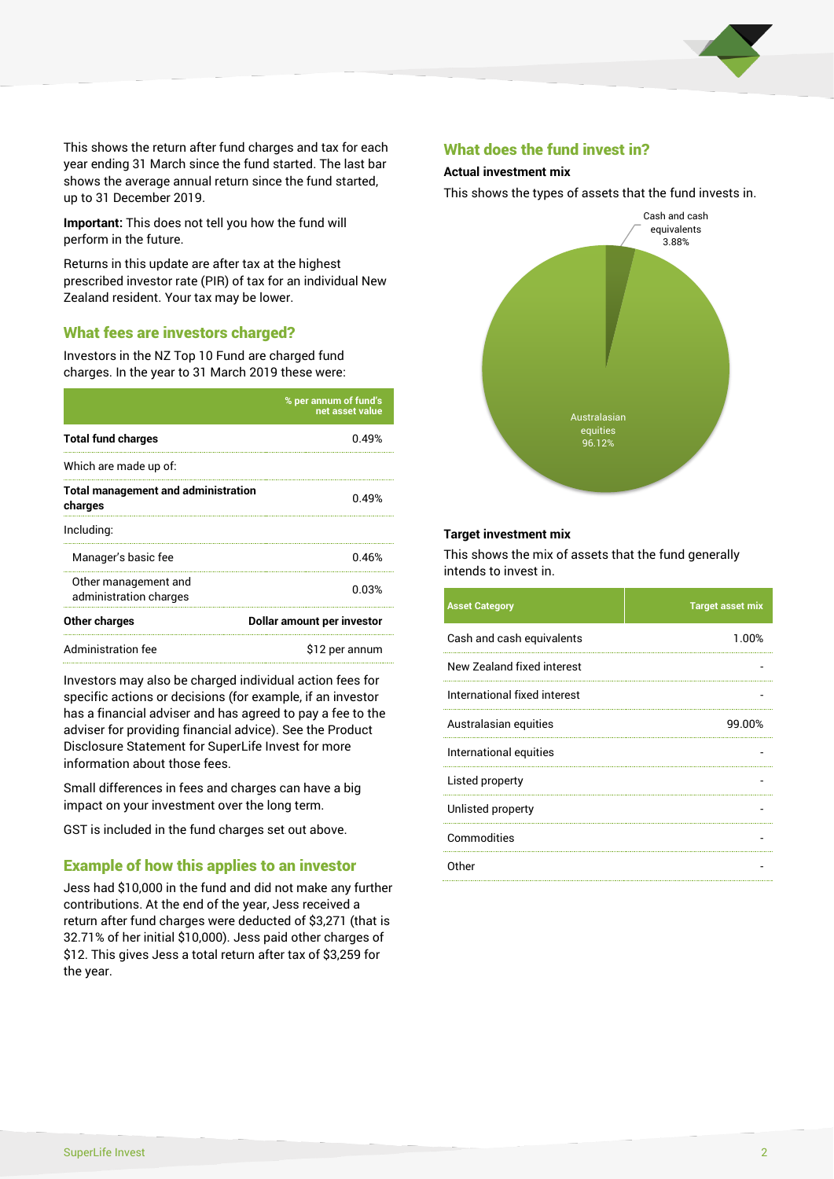This shows the return after fund charges and tax for each year ending 31 March since the fund started. The last bar shows the average annual return since the fund started, up to 31 December 2019.

**Important:** This does not tell you how the fund will perform in the future.

Returns in this update are after tax at the highest prescribed investor rate (PIR) of tax for an individual New Zealand resident. Your tax may be lower.

## What fees are investors charged?

Investors in the NZ Top 10 Fund are charged fund charges. In the year to 31 March 2019 these were:

| | % per annum of fund's net asset value |
|---|---|
| **Total fund charges** | 0.49% |
| Which are made up of: | |
| **Total management and administration charges** | 0.49% |
| Including: | |
| Manager's basic fee | 0.46% |
| Other management and administration charges | 0.03% |
| **Other charges** | **Dollar amount per investor** |
| Administration fee | $12 per annum |

Investors may also be charged individual action fees for specific actions or decisions (for example, if an investor has a financial adviser and has agreed to pay a fee to the adviser for providing financial advice). See the Product Disclosure Statement for SuperLife Invest for more information about those fees.

Small differences in fees and charges can have a big impact on your investment over the long term.

GST is included in the fund charges set out above.

## Example of how this applies to an investor

Jess had $10,000 in the fund and did not make any further contributions. At the end of the year, Jess received a return after fund charges were deducted of $3,271 (that is 32.71% of her initial $10,000). Jess paid other charges of $12. This gives Jess a total return after tax of $3,259 for the year.

## What does the fund invest in?

### Actual investment mix

This shows the types of assets that the fund invests in.

| Asset | Proportion |
|---|---|
| Cash and cash equivalents | 3.88% |
| Australasian equities | 96.12% |

### Target investment mix

This shows the mix of assets that the fund generally intends to invest in.

| Asset Category | Target asset mix |
|---|---|
| Cash and cash equivalents | 1.00% |
| New Zealand fixed interest | - |
| International fixed interest | - |
| Australasian equities | 99.00% |
| International equities | - |
| Listed property | - |
| Unlisted property | - |
| Commodities | - |
| Other | - |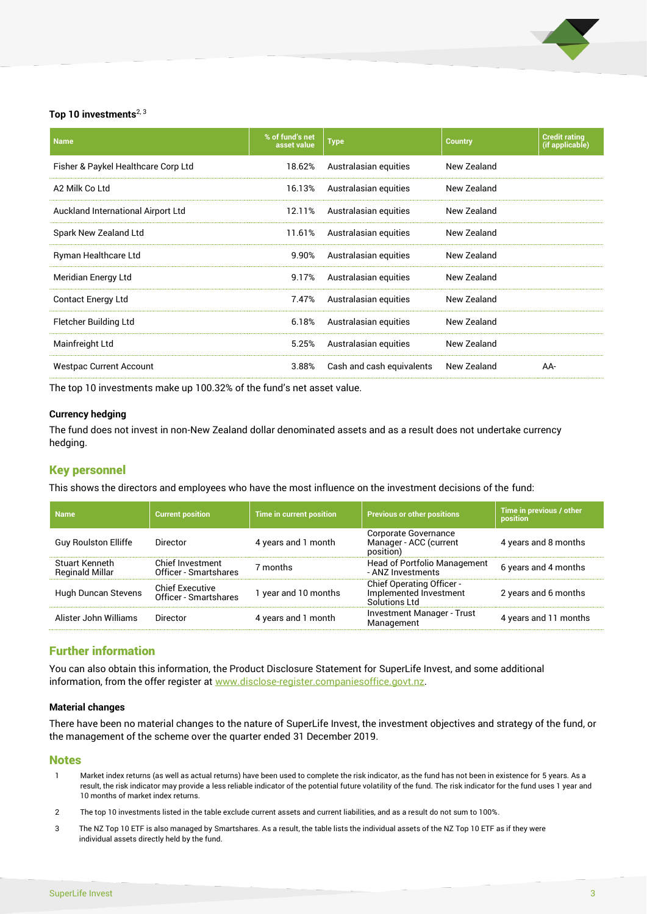### Top 10 investments[2, 3]

| Name | % of fund's net asset value | Type | Country | Credit rating (if applicable) |
|---|---|---|---|---|
| Fisher & Paykel Healthcare Corp Ltd | 18.62% | Australasian equities | New Zealand | |
| A2 Milk Co Ltd | 16.13% | Australasian equities | New Zealand | |
| Auckland International Airport Ltd | 12.11% | Australasian equities | New Zealand | |
| Spark New Zealand Ltd | 11.61% | Australasian equities | New Zealand | |
| Ryman Healthcare Ltd | 9.90% | Australasian equities | New Zealand | |
| Meridian Energy Ltd | 9.17% | Australasian equities | New Zealand | |
| Contact Energy Ltd | 7.47% | Australasian equities | New Zealand | |
| Fletcher Building Ltd | 6.18% | Australasian equities | New Zealand | |
| Mainfreight Ltd | 5.25% | Australasian equities | New Zealand | |
| Westpac Current Account | 3.88% | Cash and cash equivalents | New Zealand | AA- |

The top 10 investments make up 100.32% of the fund's net asset value.

### Currency hedging

The fund does not invest in non-New Zealand dollar denominated assets and as a result does not undertake currency hedging.

## Key personnel

This shows the directors and employees who have the most influence on the investment decisions of the fund:

| Name | Current position | Time in current position | Previous or other positions | Time in previous / other position |
|---|---|---|---|---|
| Guy Roulston Elliffe | Director | 4 years and 1 month | Corporate Governance Manager - ACC (current position) | 4 years and 8 months |
| Stuart Kenneth Reginald Millar | Chief Investment Officer - Smartshares | 7 months | Head of Portfolio Management - ANZ Investments | 6 years and 4 months |
| Hugh Duncan Stevens | Chief Executive Officer - Smartshares | 1 year and 10 months | Chief Operating Officer - Implemented Investment Solutions Ltd | 2 years and 6 months |
| Alister John Williams | Director | 4 years and 1 month | Investment Manager - Trust Management | 4 years and 11 months |

## Further information

You can also obtain this information, the Product Disclosure Statement for SuperLife Invest, and some additional information, from the offer register at www.disclose-register.companiesoffice.govt.nz.

### Material changes

There have been no material changes to the nature of SuperLife Invest, the investment objectives and strategy of the fund, or the management of the scheme over the quarter ended 31 December 2019.

## Notes

1. Market index returns (as well as actual returns) have been used to complete the risk indicator, as the fund has not been in existence for 5 years. As a result, the risk indicator may provide a less reliable indicator of the potential future volatility of the fund. The risk indicator for the fund uses 1 year and 10 months of market index returns.
2. The top 10 investments listed in the table exclude current assets and current liabilities, and as a result do not sum to 100%.
3. The NZ Top 10 ETF is also managed by Smartshares. As a result, the table lists the individual assets of the NZ Top 10 ETF as if they were individual assets directly held by the fund.